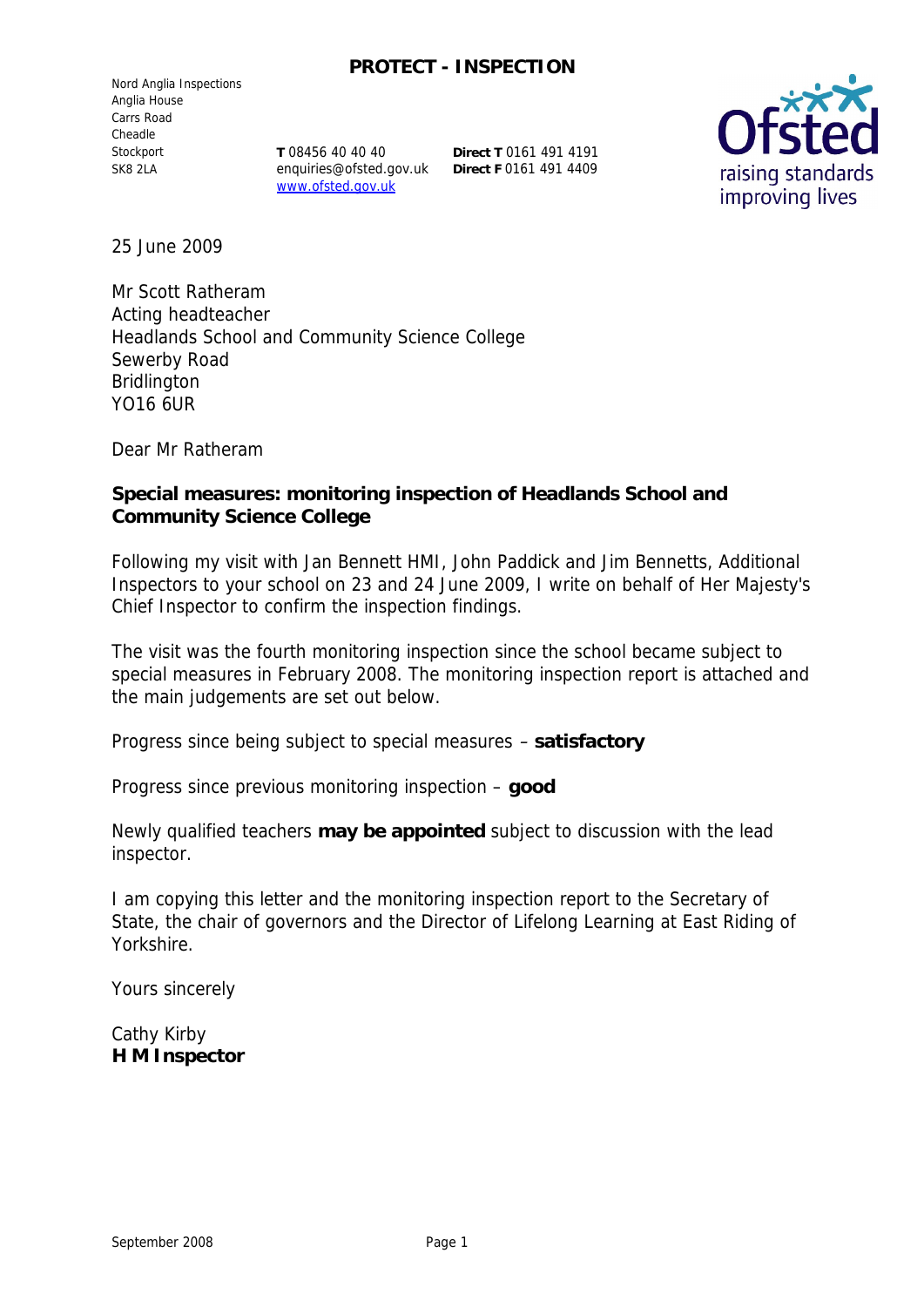**PROTECT - INSPECTION**

Nord Anglia Inspections
Anglia House
Carrs Road
Cheadle
Stockport
SK8 2LA

**T** 08456 40 40 40
enquiries@ofsted.gov.uk
www.ofsted.gov.uk

**Direct T** 0161 491 4191
**Direct F** 0161 491 4409

25 June 2009

Mr Scott Ratheram
Acting headteacher
Headlands School and Community Science College
Sewerby Road
Bridlington
YO16 6UR

Dear Mr Ratheram

**Special measures: monitoring inspection of Headlands School and Community Science College**

Following my visit with Jan Bennett HMI, John Paddick and Jim Bennetts, Additional Inspectors to your school on 23 and 24 June 2009, I write on behalf of Her Majesty's Chief Inspector to confirm the inspection findings.

The visit was the fourth monitoring inspection since the school became subject to special measures in February 2008. The monitoring inspection report is attached and the main judgements are set out below.

Progress since being subject to special measures – **satisfactory**

Progress since previous monitoring inspection – **good**

Newly qualified teachers **may be appointed** subject to discussion with the lead inspector.

I am copying this letter and the monitoring inspection report to the Secretary of State, the chair of governors and the Director of Lifelong Learning at East Riding of Yorkshire.

Yours sincerely

Cathy Kirby
**H M Inspector**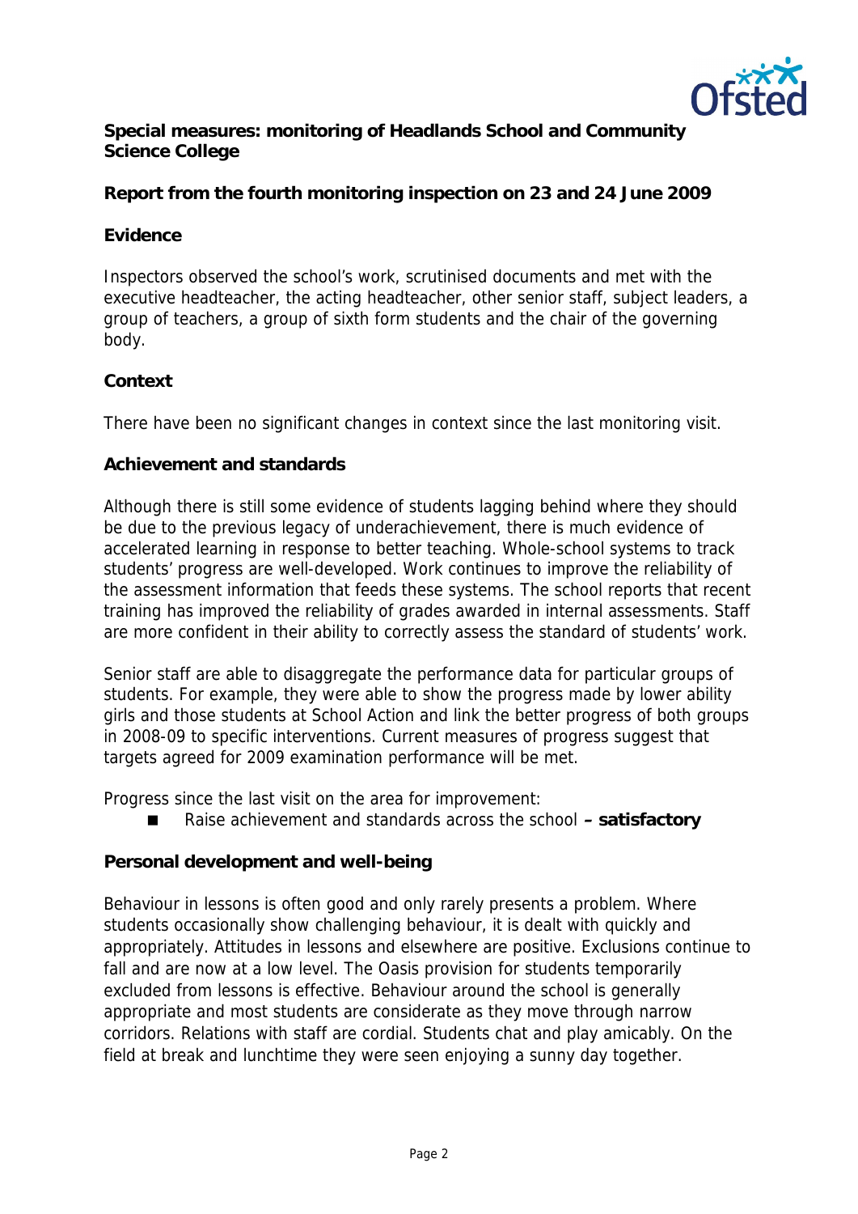**Special measures: monitoring of Headlands School and Community Science College**

**Report from the fourth monitoring inspection on 23 and 24 June 2009**

**Evidence**

Inspectors observed the school's work, scrutinised documents and met with the executive headteacher, the acting headteacher, other senior staff, subject leaders, a group of teachers, a group of sixth form students and the chair of the governing body.

**Context**

There have been no significant changes in context since the last monitoring visit.

**Achievement and standards**

Although there is still some evidence of students lagging behind where they should be due to the previous legacy of underachievement, there is much evidence of accelerated learning in response to better teaching. Whole-school systems to track students' progress are well-developed. Work continues to improve the reliability of the assessment information that feeds these systems. The school reports that recent training has improved the reliability of grades awarded in internal assessments. Staff are more confident in their ability to correctly assess the standard of students' work.

Senior staff are able to disaggregate the performance data for particular groups of students. For example, they were able to show the progress made by lower ability girls and those students at School Action and link the better progress of both groups in 2008-09 to specific interventions. Current measures of progress suggest that targets agreed for 2009 examination performance will be met.

Progress since the last visit on the area for improvement:

- Raise achievement and standards across the school **– satisfactory**

**Personal development and well-being**

Behaviour in lessons is often good and only rarely presents a problem. Where students occasionally show challenging behaviour, it is dealt with quickly and appropriately. Attitudes in lessons and elsewhere are positive. Exclusions continue to fall and are now at a low level. The Oasis provision for students temporarily excluded from lessons is effective. Behaviour around the school is generally appropriate and most students are considerate as they move through narrow corridors. Relations with staff are cordial. Students chat and play amicably. On the field at break and lunchtime they were seen enjoying a sunny day together.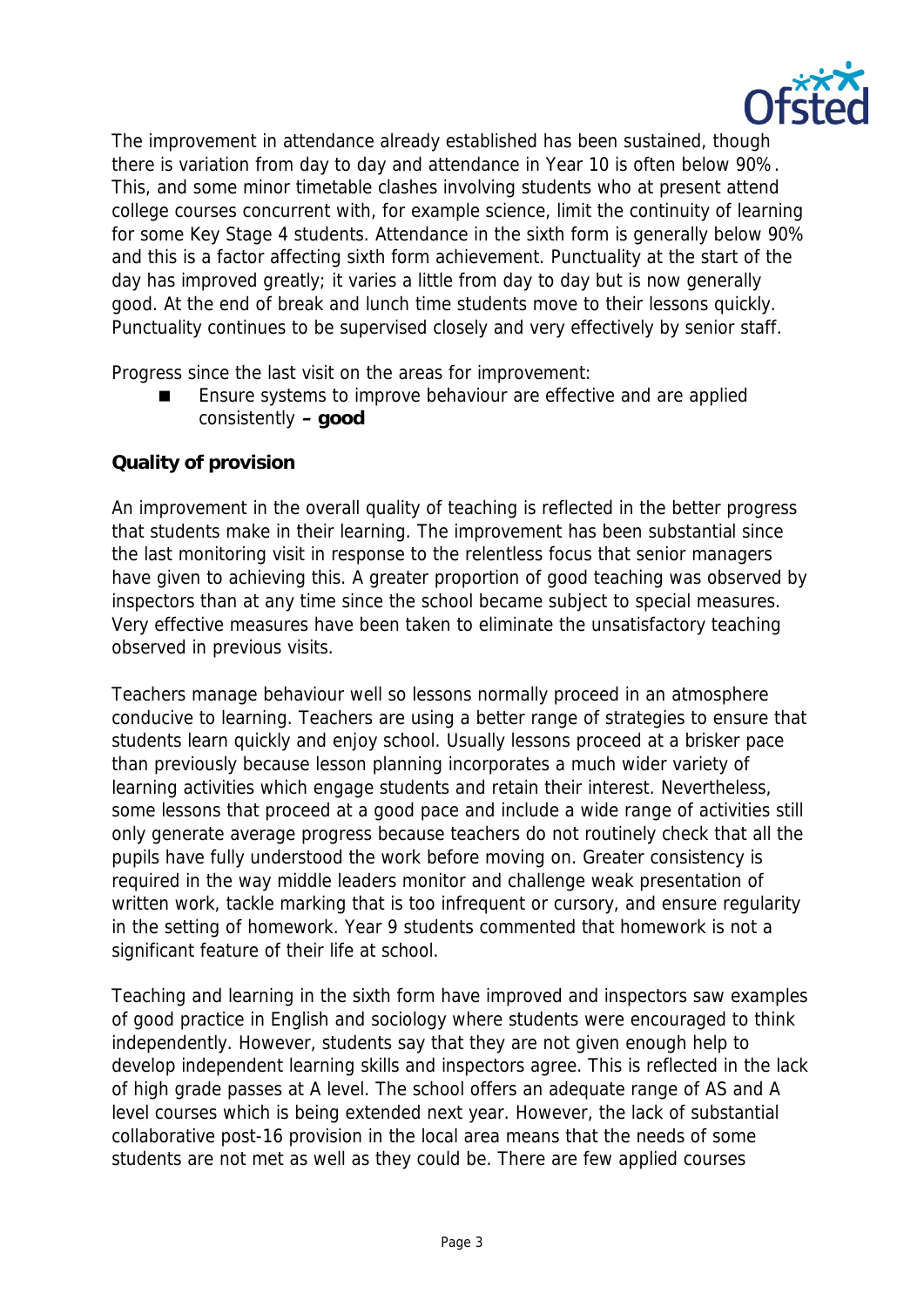The improvement in attendance already established has been sustained, though there is variation from day to day and attendance in Year 10 is often below 90%. This, and some minor timetable clashes involving students who at present attend college courses concurrent with, for example science, limit the continuity of learning for some Key Stage 4 students. Attendance in the sixth form is generally below 90% and this is a factor affecting sixth form achievement. Punctuality at the start of the day has improved greatly; it varies a little from day to day but is now generally good. At the end of break and lunch time students move to their lessons quickly. Punctuality continues to be supervised closely and very effectively by senior staff.

Progress since the last visit on the areas for improvement:

- Ensure systems to improve behaviour are effective and are applied consistently **– good**

**Quality of provision**

An improvement in the overall quality of teaching is reflected in the better progress that students make in their learning. The improvement has been substantial since the last monitoring visit in response to the relentless focus that senior managers have given to achieving this. A greater proportion of good teaching was observed by inspectors than at any time since the school became subject to special measures. Very effective measures have been taken to eliminate the unsatisfactory teaching observed in previous visits.

Teachers manage behaviour well so lessons normally proceed in an atmosphere conducive to learning. Teachers are using a better range of strategies to ensure that students learn quickly and enjoy school. Usually lessons proceed at a brisker pace than previously because lesson planning incorporates a much wider variety of learning activities which engage students and retain their interest. Nevertheless, some lessons that proceed at a good pace and include a wide range of activities still only generate average progress because teachers do not routinely check that all the pupils have fully understood the work before moving on. Greater consistency is required in the way middle leaders monitor and challenge weak presentation of written work, tackle marking that is too infrequent or cursory, and ensure regularity in the setting of homework. Year 9 students commented that homework is not a significant feature of their life at school.

Teaching and learning in the sixth form have improved and inspectors saw examples of good practice in English and sociology where students were encouraged to think independently. However, students say that they are not given enough help to develop independent learning skills and inspectors agree. This is reflected in the lack of high grade passes at A level. The school offers an adequate range of AS and A level courses which is being extended next year. However, the lack of substantial collaborative post-16 provision in the local area means that the needs of some students are not met as well as they could be. There are few applied courses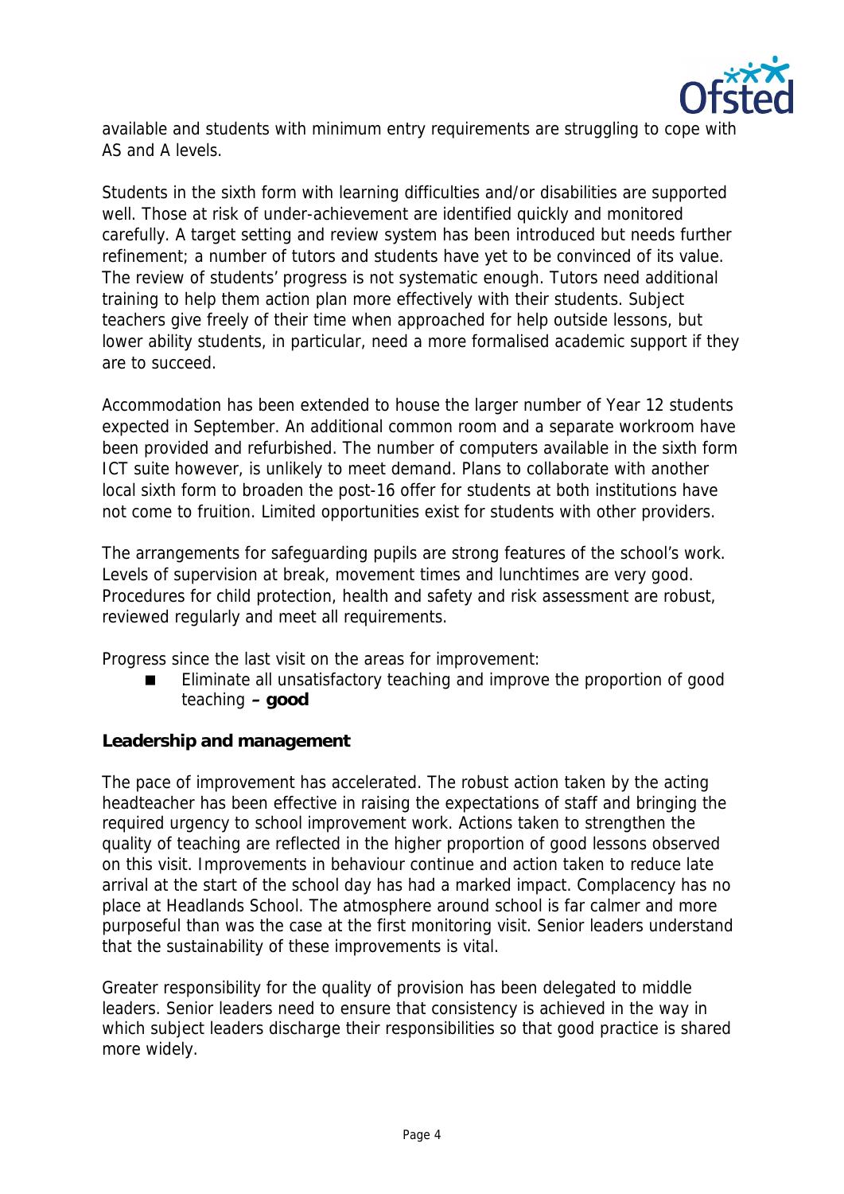available and students with minimum entry requirements are struggling to cope with AS and A levels.

Students in the sixth form with learning difficulties and/or disabilities are supported well. Those at risk of under-achievement are identified quickly and monitored carefully. A target setting and review system has been introduced but needs further refinement; a number of tutors and students have yet to be convinced of its value. The review of students' progress is not systematic enough. Tutors need additional training to help them action plan more effectively with their students. Subject teachers give freely of their time when approached for help outside lessons, but lower ability students, in particular, need a more formalised academic support if they are to succeed.

Accommodation has been extended to house the larger number of Year 12 students expected in September. An additional common room and a separate workroom have been provided and refurbished. The number of computers available in the sixth form ICT suite however, is unlikely to meet demand. Plans to collaborate with another local sixth form to broaden the post-16 offer for students at both institutions have not come to fruition. Limited opportunities exist for students with other providers.

The arrangements for safeguarding pupils are strong features of the school's work. Levels of supervision at break, movement times and lunchtimes are very good. Procedures for child protection, health and safety and risk assessment are robust, reviewed regularly and meet all requirements.

Progress since the last visit on the areas for improvement:

- Eliminate all unsatisfactory teaching and improve the proportion of good teaching **– good**

**Leadership and management**

The pace of improvement has accelerated. The robust action taken by the acting headteacher has been effective in raising the expectations of staff and bringing the required urgency to school improvement work. Actions taken to strengthen the quality of teaching are reflected in the higher proportion of good lessons observed on this visit. Improvements in behaviour continue and action taken to reduce late arrival at the start of the school day has had a marked impact. Complacency has no place at Headlands School. The atmosphere around school is far calmer and more purposeful than was the case at the first monitoring visit. Senior leaders understand that the sustainability of these improvements is vital.

Greater responsibility for the quality of provision has been delegated to middle leaders. Senior leaders need to ensure that consistency is achieved in the way in which subject leaders discharge their responsibilities so that good practice is shared more widely.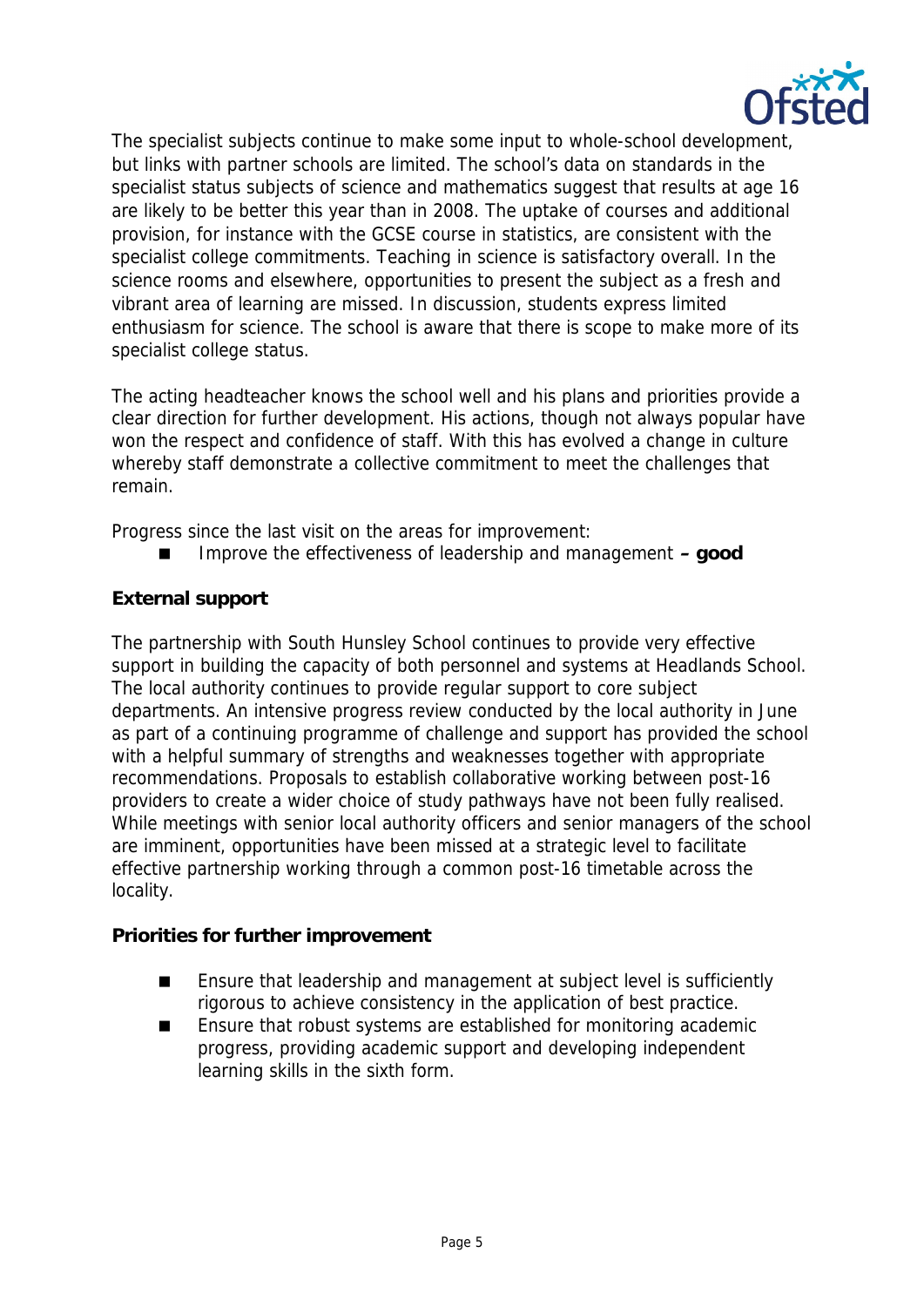The specialist subjects continue to make some input to whole-school development, but links with partner schools are limited. The school's data on standards in the specialist status subjects of science and mathematics suggest that results at age 16 are likely to be better this year than in 2008. The uptake of courses and additional provision, for instance with the GCSE course in statistics, are consistent with the specialist college commitments. Teaching in science is satisfactory overall. In the science rooms and elsewhere, opportunities to present the subject as a fresh and vibrant area of learning are missed. In discussion, students express limited enthusiasm for science. The school is aware that there is scope to make more of its specialist college status.

The acting headteacher knows the school well and his plans and priorities provide a clear direction for further development. His actions, though not always popular have won the respect and confidence of staff. With this has evolved a change in culture whereby staff demonstrate a collective commitment to meet the challenges that remain.

Progress since the last visit on the areas for improvement:

- Improve the effectiveness of leadership and management **– good**

**External support**

The partnership with South Hunsley School continues to provide very effective support in building the capacity of both personnel and systems at Headlands School. The local authority continues to provide regular support to core subject departments. An intensive progress review conducted by the local authority in June as part of a continuing programme of challenge and support has provided the school with a helpful summary of strengths and weaknesses together with appropriate recommendations. Proposals to establish collaborative working between post-16 providers to create a wider choice of study pathways have not been fully realised. While meetings with senior local authority officers and senior managers of the school are imminent, opportunities have been missed at a strategic level to facilitate effective partnership working through a common post-16 timetable across the locality.

**Priorities for further improvement**

- Ensure that leadership and management at subject level is sufficiently rigorous to achieve consistency in the application of best practice.
- Ensure that robust systems are established for monitoring academic progress, providing academic support and developing independent learning skills in the sixth form.